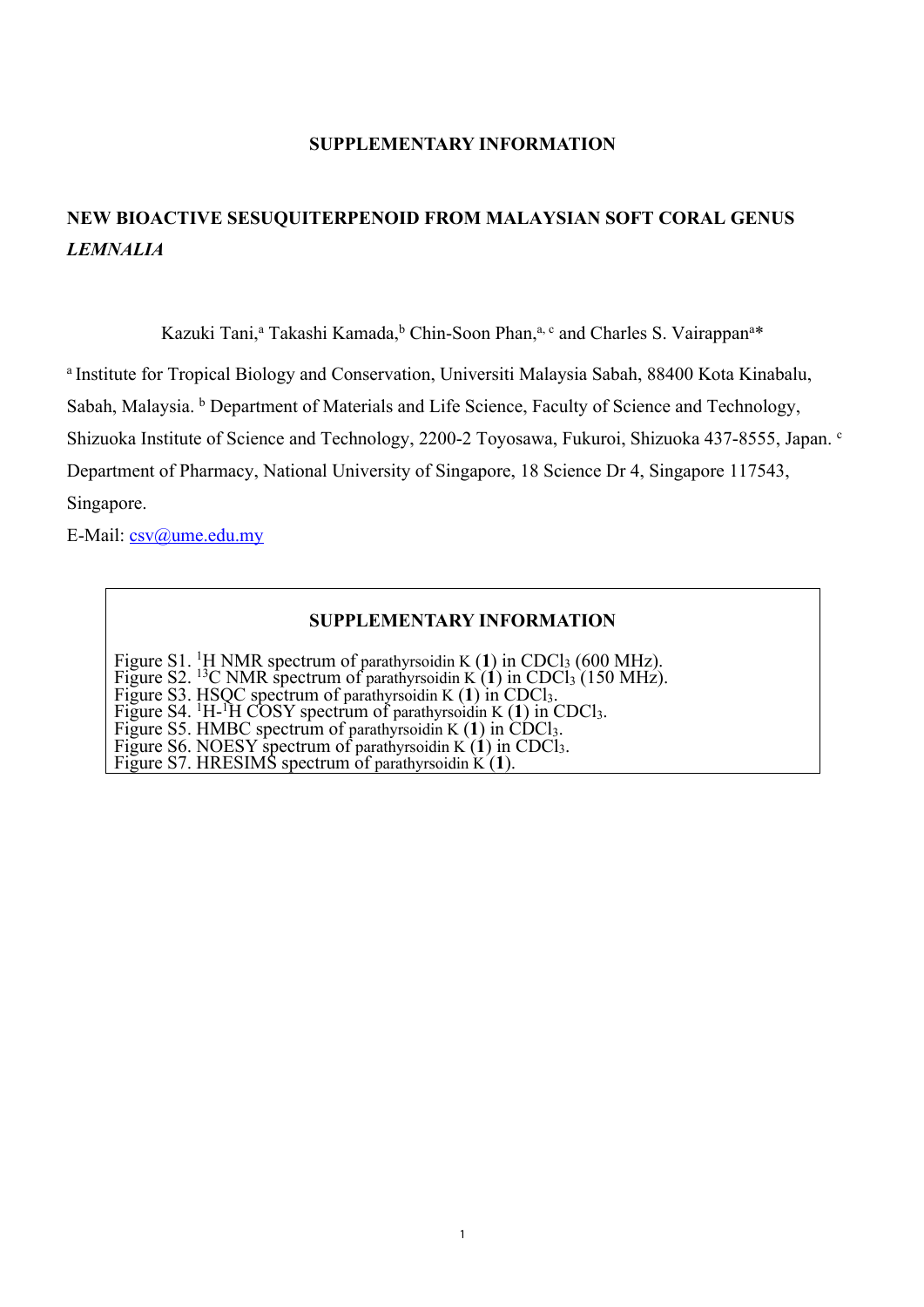**SUPPLEMENTARY INFORMATION**

# NEW BIOACTIVE SESUQUITERPENOID FROM MALAYSIAN SOFT CORAL GENUS *LEMNALIA*

Kazuki Tani,[a] Takashi Kamada,[b] Chin-Soon Phan,[a, c] and Charles S. Vairappan[a]*

[a] Institute for Tropical Biology and Conservation, Universiti Malaysia Sabah, 88400 Kota Kinabalu, Sabah, Malaysia. [b] Department of Materials and Life Science, Faculty of Science and Technology, Shizuoka Institute of Science and Technology, 2200-2 Toyosawa, Fukuroi, Shizuoka 437-8555, Japan. [c] Department of Pharmacy, National University of Singapore, 18 Science Dr 4, Singapore 117543, Singapore.

E-Mail: csv@ume.edu.my

**SUPPLEMENTARY INFORMATION**

Figure S1. $^{1}$H NMR spectrum of parathyrsoidin K (**1**) in $CDCl_3$ (600 MHz).
Figure S2. $^{13}$C NMR spectrum of parathyrsoidin K (**1**) in $CDCl_3$ (150 MHz).
Figure S3. HSQC spectrum of parathyrsoidin K (**1**) in $CDCl_3$.
Figure S4. $^{1}$H-$^{1}$H COSY spectrum of parathyrsoidin K (**1**) in $CDCl_3$.
Figure S5. HMBC spectrum of parathyrsoidin K (**1**) in $CDCl_3$.
Figure S6. NOESY spectrum of parathyrsoidin K (**1**) in $CDCl_3$.
Figure S7. HRESIMS spectrum of parathyrsoidin K (**1**).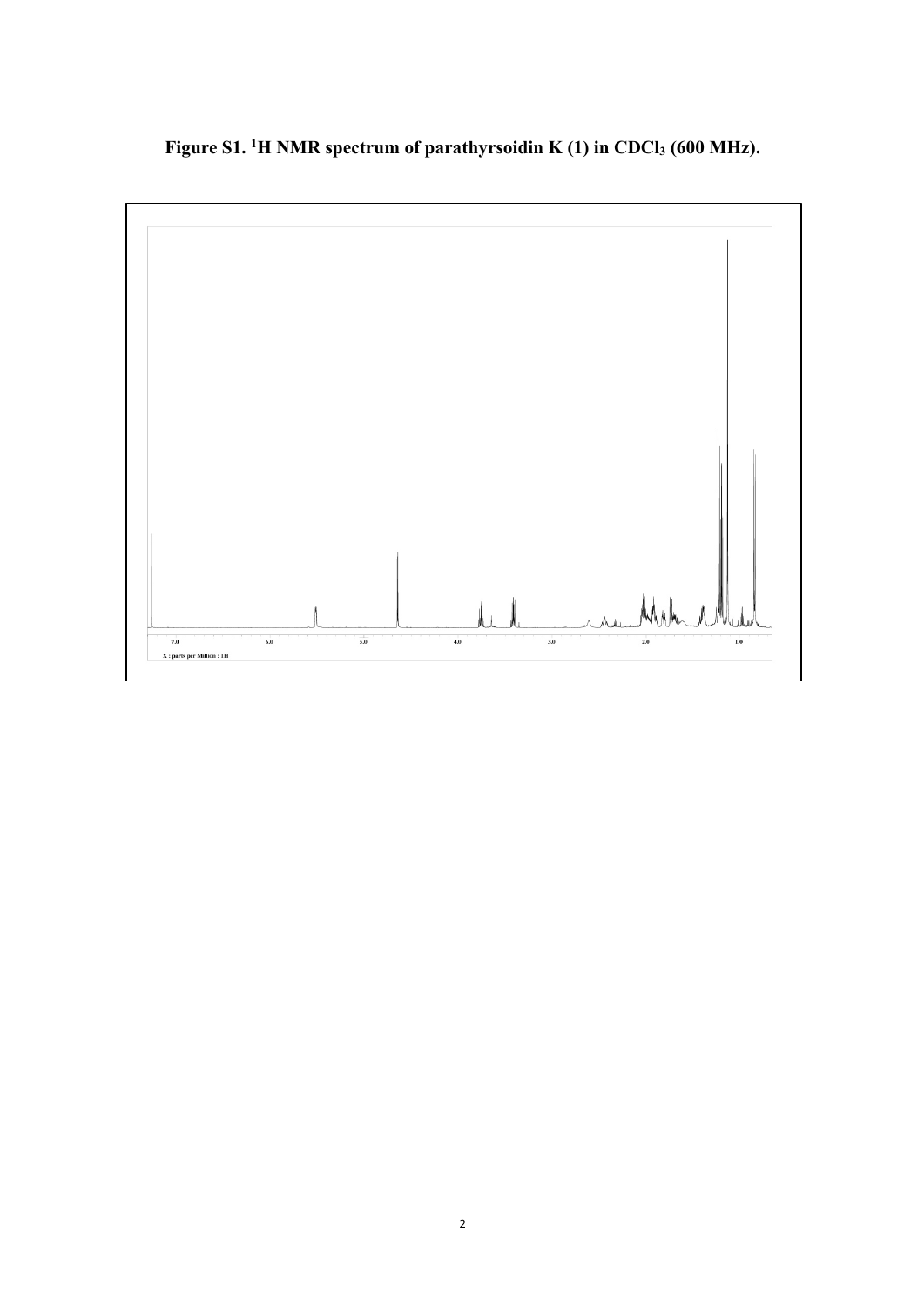**Figure S1. $^{1}$H NMR spectrum of parathyrsoidin K (1) in $CDCl_3$ (600 MHz).**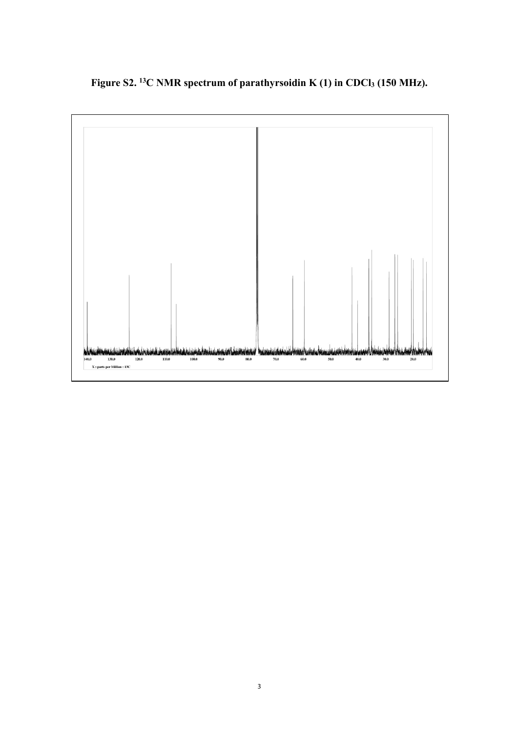**Figure S2. $^{13}C$ NMR spectrum of parathyrsoidin K (1) in $CDCl_3$ (150 MHz).**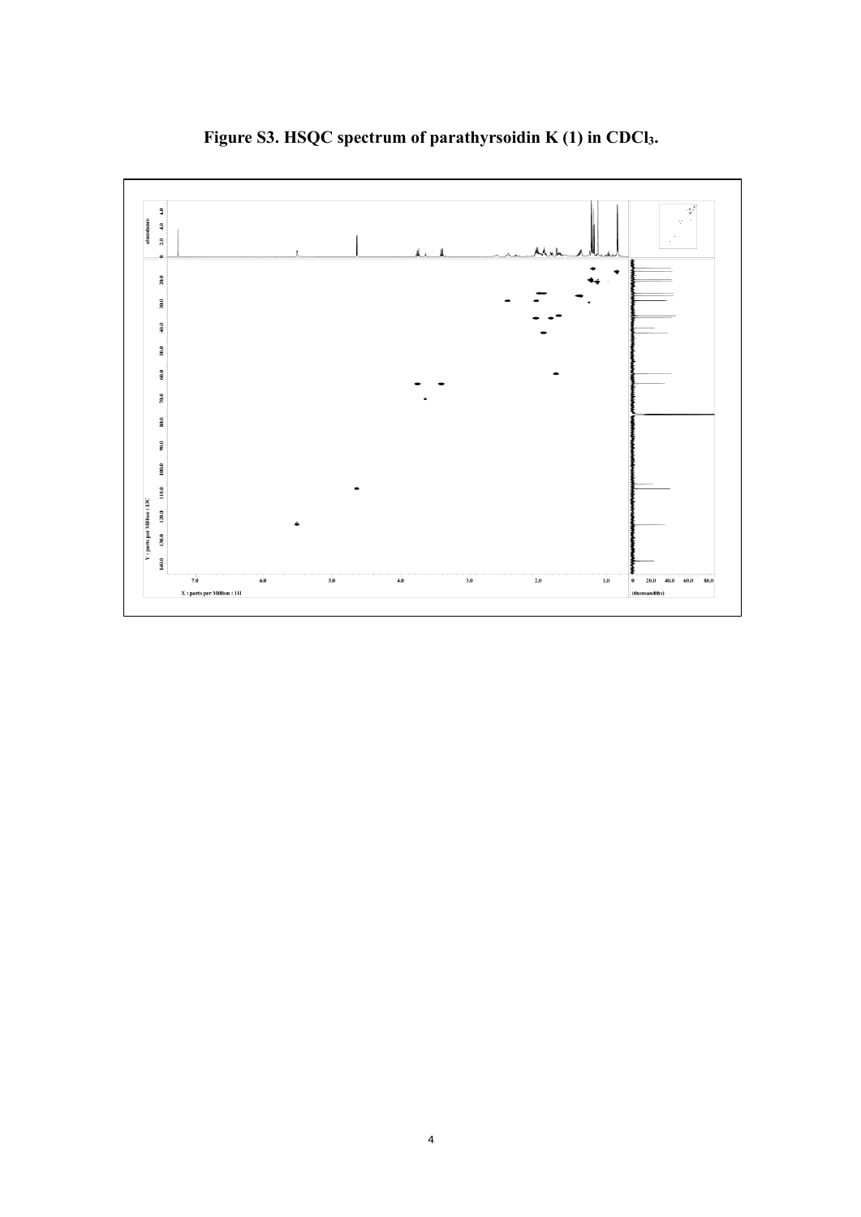**Figure S3. HSQC spectrum of parathyrsoidin K (1) in $CDCl_3$.**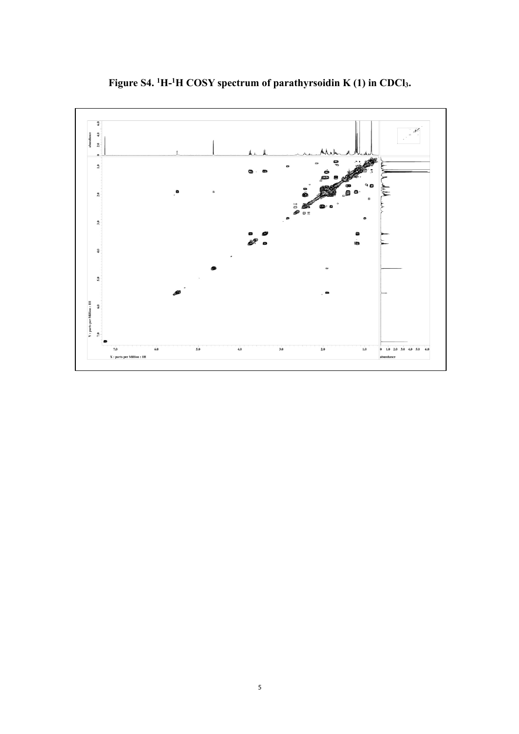**Figure S4. $^1H$-$^1H$ COSY spectrum of parathyrsoidin K (1) in $CDCl_3$.**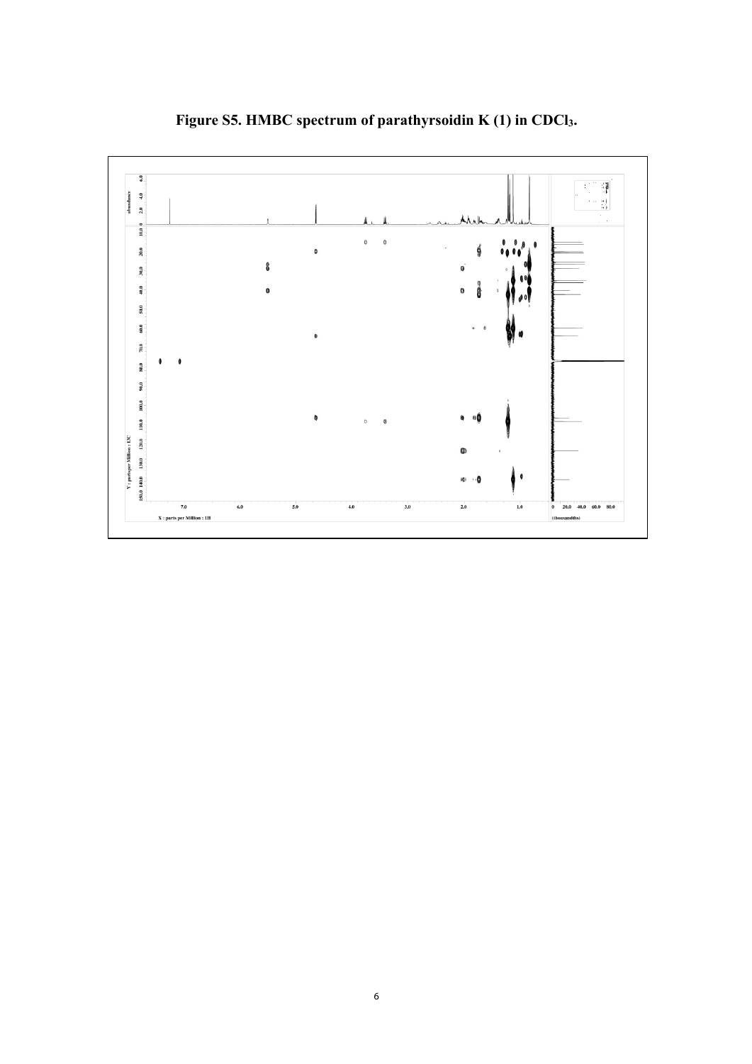**Figure S5. HMBC spectrum of parathyrsoidin K (1) in $CDCl_3$.**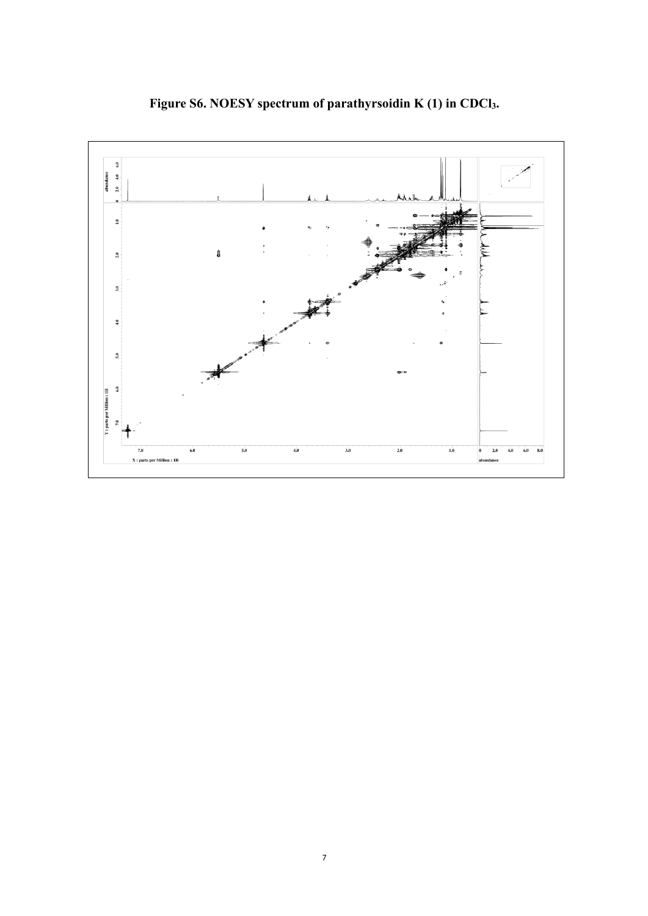**Figure S6. NOESY spectrum of parathyrsoidin K (1) in $CDCl_3$.**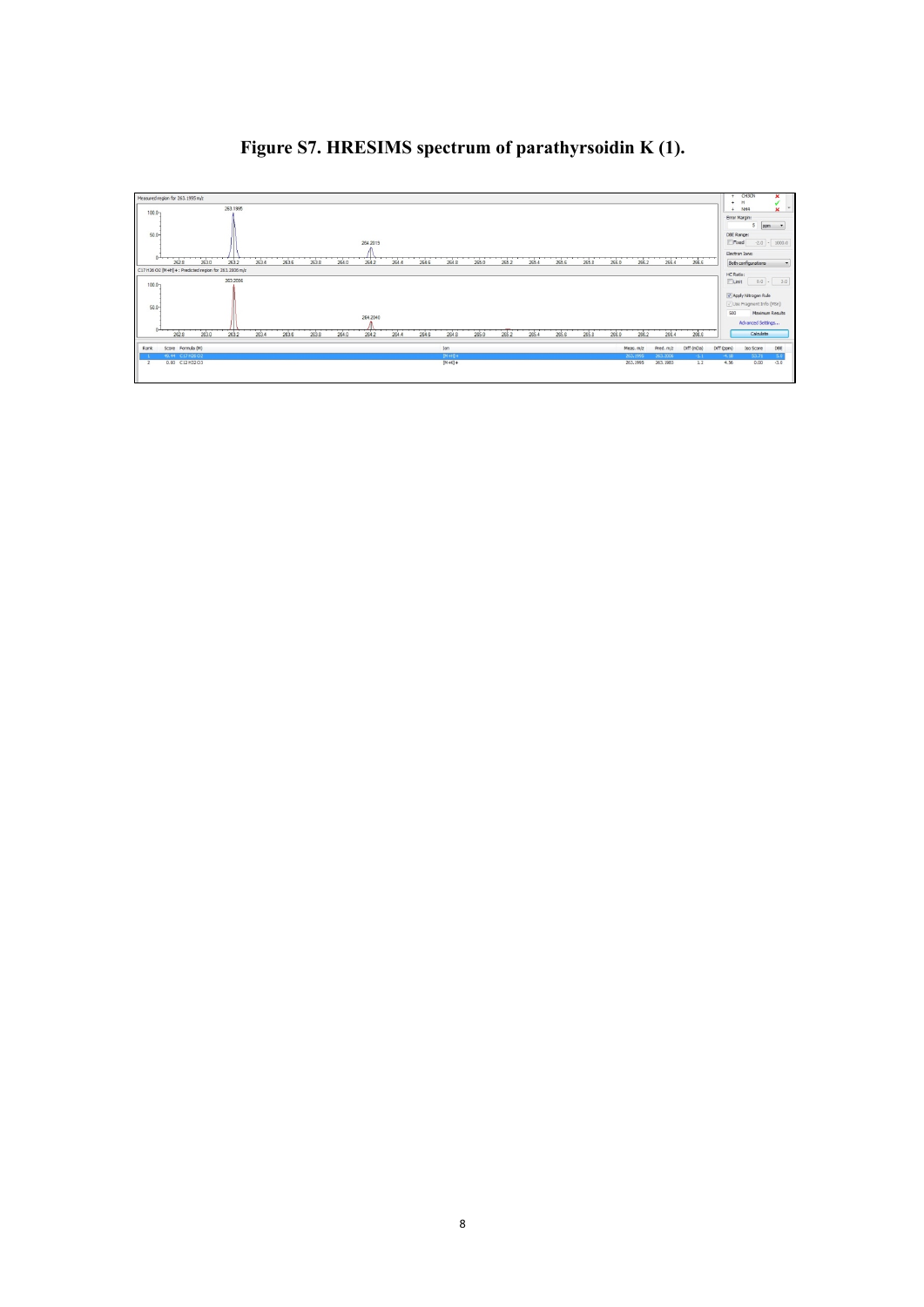# Figure S7. HRESIMS spectrum of parathyrsoidin K (1).

Measured region for 263.1995 m/z

263.1995

264.2019

C17 H36 O2 [M+H]+ : Predicted region for 263.2006 m/z

263.2006

264.2040

| Rank | Score | Formula (M) | Ion | Meas. m/z | Pred. m/z | Diff (mDa) | Diff (ppm) | Iso Score | DBE |
|---|---|---|---|---|---|---|---|---|---|
| 1 | 49.44 | C17 H26 O2 | [M+H]+ | 263.1995 | 263.2006 | -1.1 | -4.08 | 53.73 | 5.5 |
| 2 | 0.80 | C12 H32 O3 | [M+H]+ | 263.1995 | 263.1983 | 1.2 | 4.56 | 0.00 | -3.0 |

+ CH3CN
+ H
+ NH4

Error Margin: 5 ppm

DBE Range: Fixed 0.0 - 1000.0

Electron Ions: Both configurations

HC Ratio: Limit 0.0 - 3.0

Apply Nitrogen Rule

Use Fragment Info (MS/n)

500 Maximum Results

Advanced Settings...

Calculate